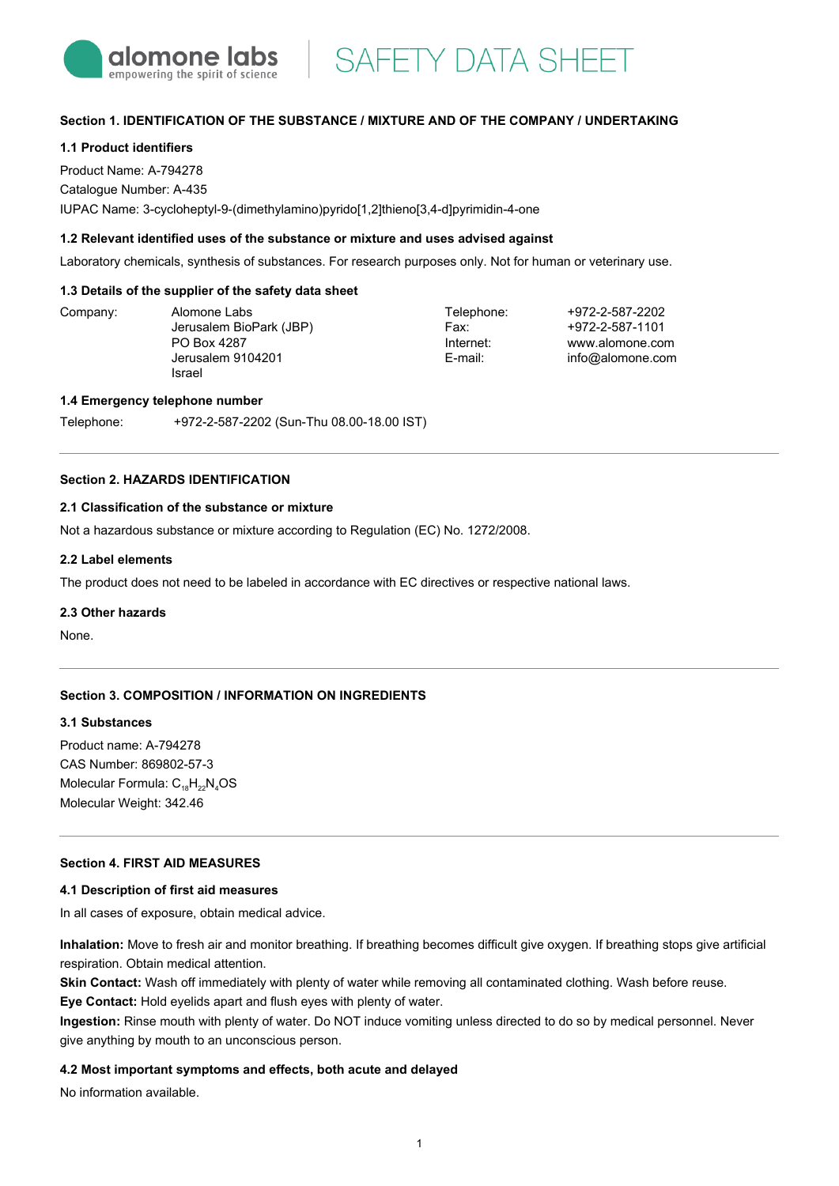alomone labs
empowering the spirit of science

# SAFETY DATA SHEET

## Section 1. IDENTIFICATION OF THE SUBSTANCE / MIXTURE AND OF THE COMPANY / UNDERTAKING

### 1.1 Product identifiers

Product Name: A-794278

Catalogue Number: A-435

IUPAC Name: 3-cycloheptyl-9-(dimethylamino)pyrido[1,2]thieno[3,4-d]pyrimidin-4-one

### 1.2 Relevant identified uses of the substance or mixture and uses advised against

Laboratory chemicals, synthesis of substances. For research purposes only. Not for human or veterinary use.

### 1.3 Details of the supplier of the safety data sheet

| | | | |
|---|---|---|---|
| Company: | Alomone Labs<br>Jerusalem BioPark (JBP)<br>PO Box 4287<br>Jerusalem 9104201<br>Israel | Telephone:<br>Fax:<br>Internet:<br>E-mail: | +972-2-587-2202<br>+972-2-587-1101<br>www.alomone.com<br>info@alomone.com |

### 1.4 Emergency telephone number

Telephone: +972-2-587-2202 (Sun-Thu 08.00-18.00 IST)

## Section 2. HAZARDS IDENTIFICATION

### 2.1 Classification of the substance or mixture

Not a hazardous substance or mixture according to Regulation (EC) No. 1272/2008.

### 2.2 Label elements

The product does not need to be labeled in accordance with EC directives or respective national laws.

### 2.3 Other hazards

None.

## Section 3. COMPOSITION / INFORMATION ON INGREDIENTS

### 3.1 Substances

Product name: A-794278

CAS Number: 869802-57-3

Molecular Formula: $C_{18}H_{22}N_4OS$

Molecular Weight: 342.46

## Section 4. FIRST AID MEASURES

### 4.1 Description of first aid measures

In all cases of exposure, obtain medical advice.

**Inhalation:** Move to fresh air and monitor breathing. If breathing becomes difficult give oxygen. If breathing stops give artificial respiration. Obtain medical attention.

**Skin Contact:** Wash off immediately with plenty of water while removing all contaminated clothing. Wash before reuse.

**Eye Contact:** Hold eyelids apart and flush eyes with plenty of water.

**Ingestion:** Rinse mouth with plenty of water. Do NOT induce vomiting unless directed to do so by medical personnel. Never give anything by mouth to an unconscious person.

### 4.2 Most important symptoms and effects, both acute and delayed

No information available.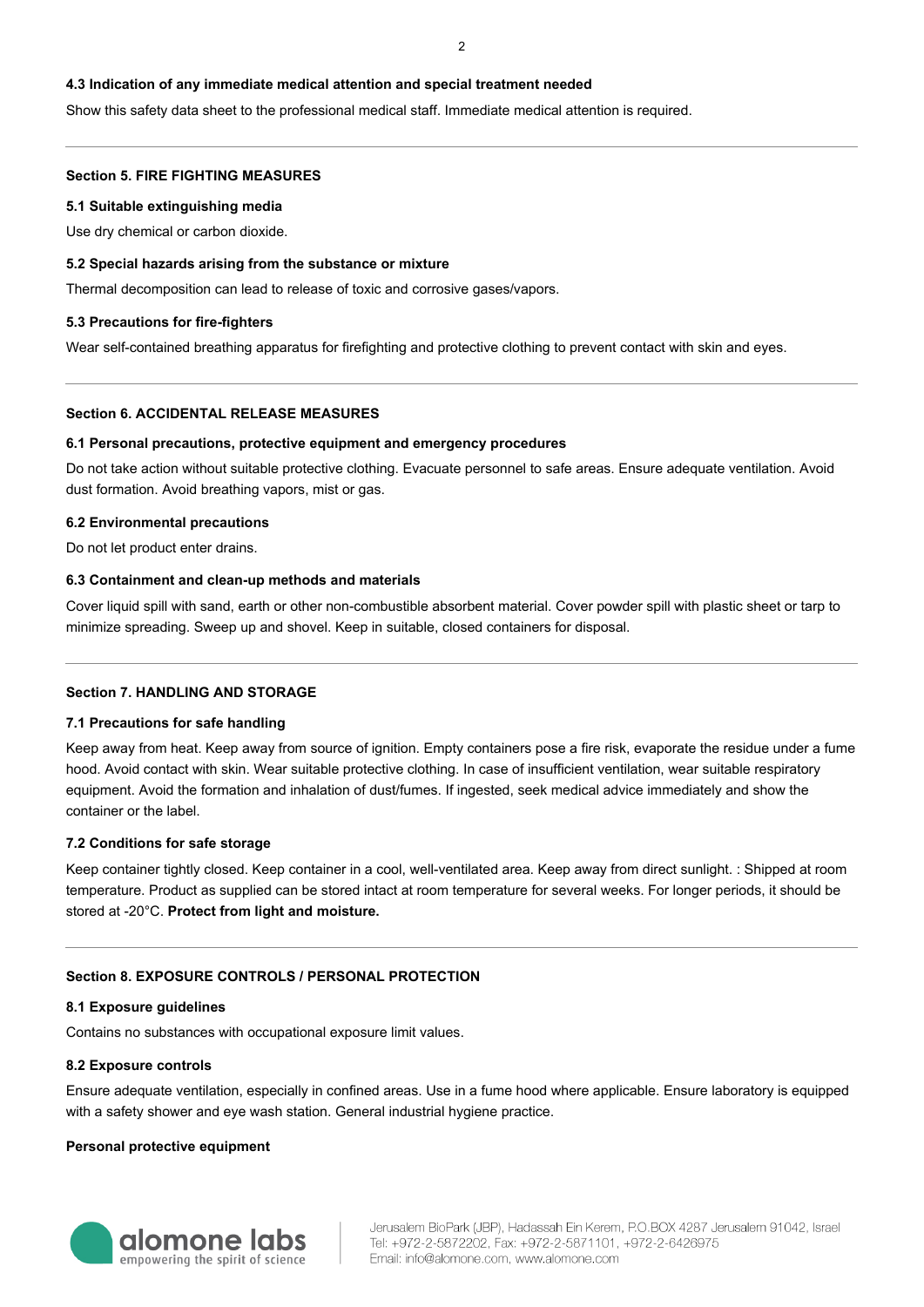### 4.3 Indication of any immediate medical attention and special treatment needed

Show this safety data sheet to the professional medical staff. Immediate medical attention is required.

## Section 5. FIRE FIGHTING MEASURES

### 5.1 Suitable extinguishing media

Use dry chemical or carbon dioxide.

### 5.2 Special hazards arising from the substance or mixture

Thermal decomposition can lead to release of toxic and corrosive gases/vapors.

### 5.3 Precautions for fire-fighters

Wear self-contained breathing apparatus for firefighting and protective clothing to prevent contact with skin and eyes.

## Section 6. ACCIDENTAL RELEASE MEASURES

### 6.1 Personal precautions, protective equipment and emergency procedures

Do not take action without suitable protective clothing. Evacuate personnel to safe areas. Ensure adequate ventilation. Avoid dust formation. Avoid breathing vapors, mist or gas.

### 6.2 Environmental precautions

Do not let product enter drains.

### 6.3 Containment and clean-up methods and materials

Cover liquid spill with sand, earth or other non-combustible absorbent material. Cover powder spill with plastic sheet or tarp to minimize spreading. Sweep up and shovel. Keep in suitable, closed containers for disposal.

## Section 7. HANDLING AND STORAGE

### 7.1 Precautions for safe handling

Keep away from heat. Keep away from source of ignition. Empty containers pose a fire risk, evaporate the residue under a fume hood. Avoid contact with skin. Wear suitable protective clothing. In case of insufficient ventilation, wear suitable respiratory equipment. Avoid the formation and inhalation of dust/fumes. If ingested, seek medical advice immediately and show the container or the label.

### 7.2 Conditions for safe storage

Keep container tightly closed. Keep container in a cool, well-ventilated area. Keep away from direct sunlight. : Shipped at room temperature. Product as supplied can be stored intact at room temperature for several weeks. For longer periods, it should be stored at -20°C. **Protect from light and moisture.**

## Section 8. EXPOSURE CONTROLS / PERSONAL PROTECTION

### 8.1 Exposure guidelines

Contains no substances with occupational exposure limit values.

### 8.2 Exposure controls

Ensure adequate ventilation, especially in confined areas. Use in a fume hood where applicable. Ensure laboratory is equipped with a safety shower and eye wash station. General industrial hygiene practice.

**Personal protective equipment**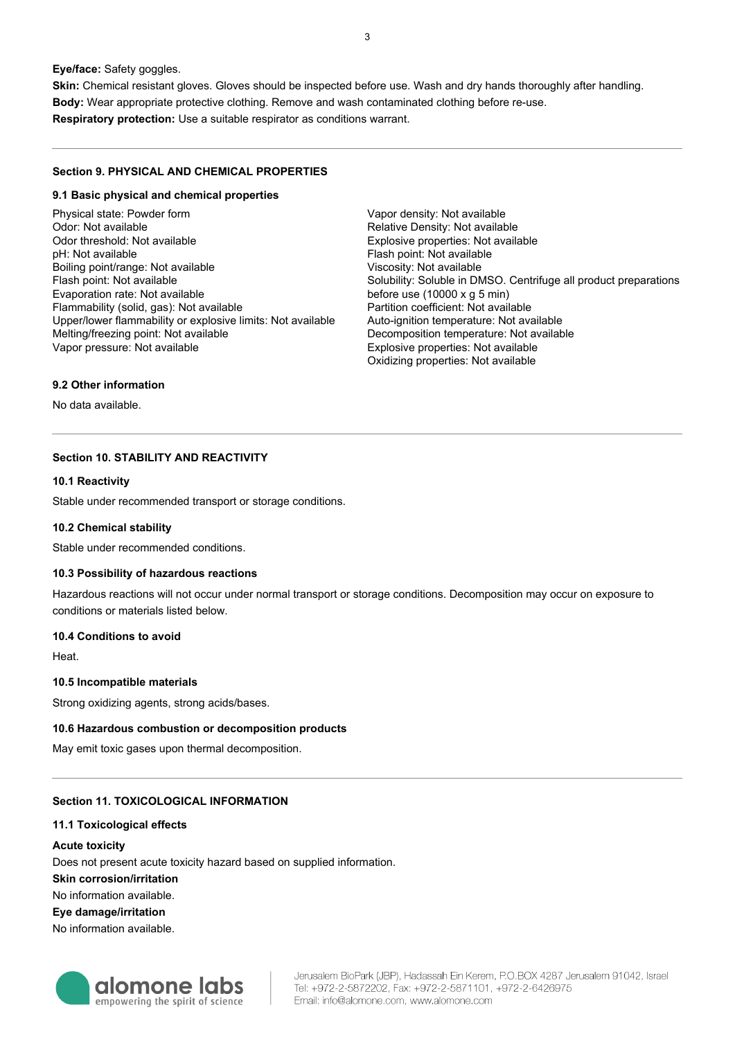**Eye/face:** Safety goggles.

**Skin:** Chemical resistant gloves. Gloves should be inspected before use. Wash and dry hands thoroughly after handling.

**Body:** Wear appropriate protective clothing. Remove and wash contaminated clothing before re-use.

**Respiratory protection:** Use a suitable respirator as conditions warrant.

---

#### Section 9. PHYSICAL AND CHEMICAL PROPERTIES

##### 9.1 Basic physical and chemical properties

Physical state: Powder form
Odor: Not available
Odor threshold: Not available
pH: Not available
Boiling point/range: Not available
Flash point: Not available
Evaporation rate: Not available
Flammability (solid, gas): Not available
Upper/lower flammability or explosive limits: Not available
Melting/freezing point: Not available
Vapor pressure: Not available
Vapor density: Not available
Relative Density: Not available
Explosive properties: Not available
Flash point: Not available
Viscosity: Not available
Solubility: Soluble in DMSO. Centrifuge all product preparations before use (10000 x g 5 min)
Partition coefficient: Not available
Auto-ignition temperature: Not available
Decomposition temperature: Not available
Explosive properties: Not available
Oxidizing properties: Not available

##### 9.2 Other information

No data available.

---

#### Section 10. STABILITY AND REACTIVITY

##### 10.1 Reactivity

Stable under recommended transport or storage conditions.

##### 10.2 Chemical stability

Stable under recommended conditions.

##### 10.3 Possibility of hazardous reactions

Hazardous reactions will not occur under normal transport or storage conditions. Decomposition may occur on exposure to conditions or materials listed below.

##### 10.4 Conditions to avoid

Heat.

##### 10.5 Incompatible materials

Strong oxidizing agents, strong acids/bases.

##### 10.6 Hazardous combustion or decomposition products

May emit toxic gases upon thermal decomposition.

---

#### Section 11. TOXICOLOGICAL INFORMATION

##### 11.1 Toxicological effects

**Acute toxicity**

Does not present acute toxicity hazard based on supplied information.

**Skin corrosion/irritation**

No information available.

**Eye damage/irritation**

No information available.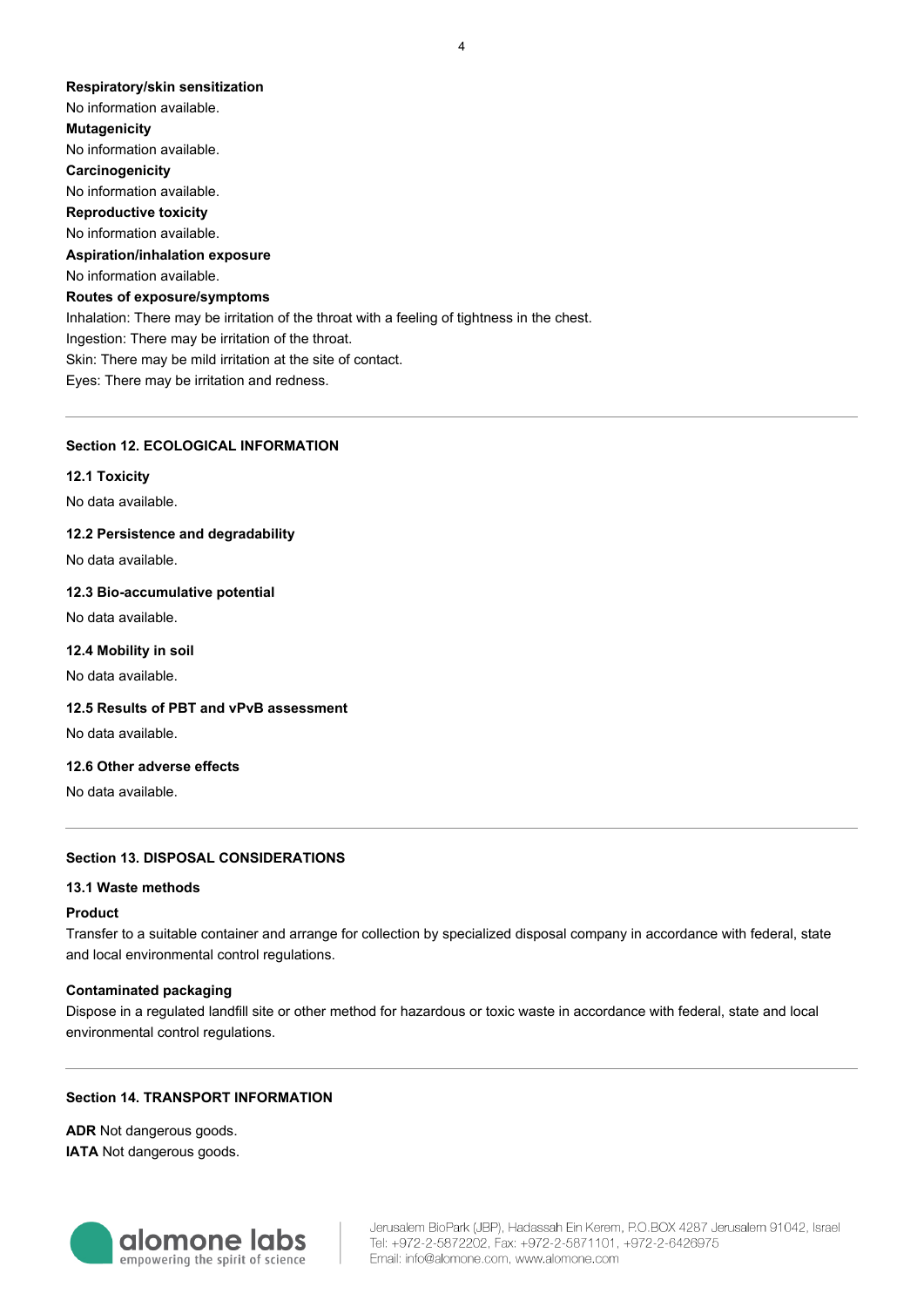**Respiratory/skin sensitization**

No information available.

**Mutagenicity**

No information available.

**Carcinogenicity**

No information available.

**Reproductive toxicity**

No information available.

**Aspiration/inhalation exposure**

No information available.

**Routes of exposure/symptoms**

Inhalation: There may be irritation of the throat with a feeling of tightness in the chest.
Ingestion: There may be irritation of the throat.
Skin: There may be mild irritation at the site of contact.
Eyes: There may be irritation and redness.

---

## Section 12. ECOLOGICAL INFORMATION

### 12.1 Toxicity

No data available.

### 12.2 Persistence and degradability

No data available.

### 12.3 Bio-accumulative potential

No data available.

### 12.4 Mobility in soil

No data available.

### 12.5 Results of PBT and vPvB assessment

No data available.

### 12.6 Other adverse effects

No data available.

---

## Section 13. DISPOSAL CONSIDERATIONS

### 13.1 Waste methods

**Product**

Transfer to a suitable container and arrange for collection by specialized disposal company in accordance with federal, state and local environmental control regulations.

**Contaminated packaging**

Dispose in a regulated landfill site or other method for hazardous or toxic waste in accordance with federal, state and local environmental control regulations.

---

## Section 14. TRANSPORT INFORMATION

**ADR** Not dangerous goods.
**IATA** Not dangerous goods.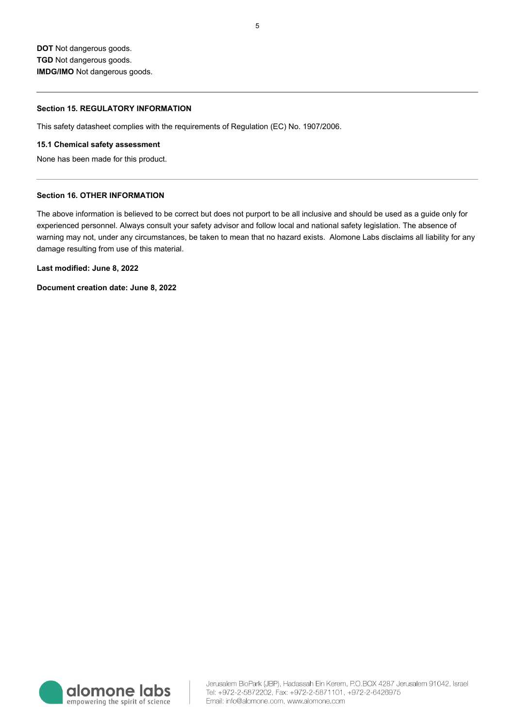**DOT** Not dangerous goods.
**TGD** Not dangerous goods.
**IMDG/IMO** Not dangerous goods.

---

## Section 15. REGULATORY INFORMATION

This safety datasheet complies with the requirements of Regulation (EC) No. 1907/2006.

### 15.1 Chemical safety assessment

None has been made for this product.

---

## Section 16. OTHER INFORMATION

The above information is believed to be correct but does not purport to be all inclusive and should be used as a guide only for experienced personnel. Always consult your safety advisor and follow local and national safety legislation. The absence of warning may not, under any circumstances, be taken to mean that no hazard exists. Alomone Labs disclaims all liability for any damage resulting from use of this material.

**Last modified: June 8, 2022**

**Document creation date: June 8, 2022**